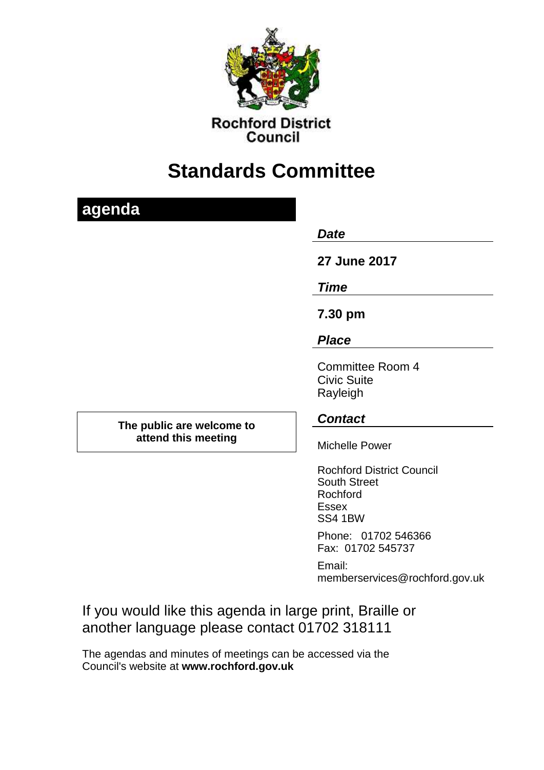Rochford District Council

# Standards Committee

## agenda

***Date***

**27 June 2017**

***Time***

**7.30 pm**

***Place***

Committee Room 4
Civic Suite
Rayleigh

**The public are welcome to attend this meeting**

***Contact***

Michelle Power

Rochford District Council
South Street
Rochford
Essex
SS4 1BW

Phone: 01702 546366
Fax: 01702 545737

Email:
memberservices@rochford.gov.uk

If you would like this agenda in large print, Braille or another language please contact 01702 318111

The agendas and minutes of meetings can be accessed via the Council's website at **www.rochford.gov.uk**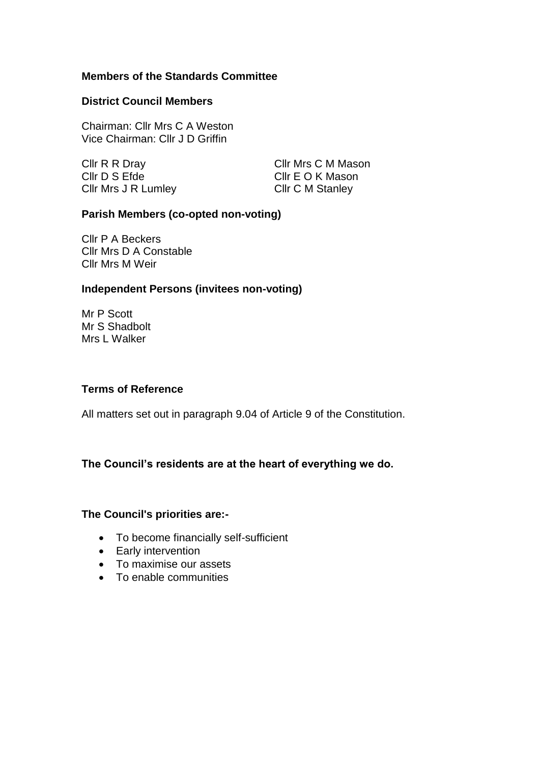**Members of the Standards Committee**

**District Council Members**

Chairman: Cllr Mrs C A Weston
Vice Chairman: Cllr J D Griffin

Cllr R R Dray
Cllr D S Efde
Cllr Mrs J R Lumley
Cllr Mrs C M Mason
Cllr E O K Mason
Cllr C M Stanley

**Parish Members (co-opted non-voting)**

Cllr P A Beckers
Cllr Mrs D A Constable
Cllr Mrs M Weir

**Independent Persons (invitees non-voting)**

Mr P Scott
Mr S Shadbolt
Mrs L Walker

**Terms of Reference**

All matters set out in paragraph 9.04 of Article 9 of the Constitution.

**The Council's residents are at the heart of everything we do.**

**The Council's priorities are:-**

- To become financially self-sufficient
- Early intervention
- To maximise our assets
- To enable communities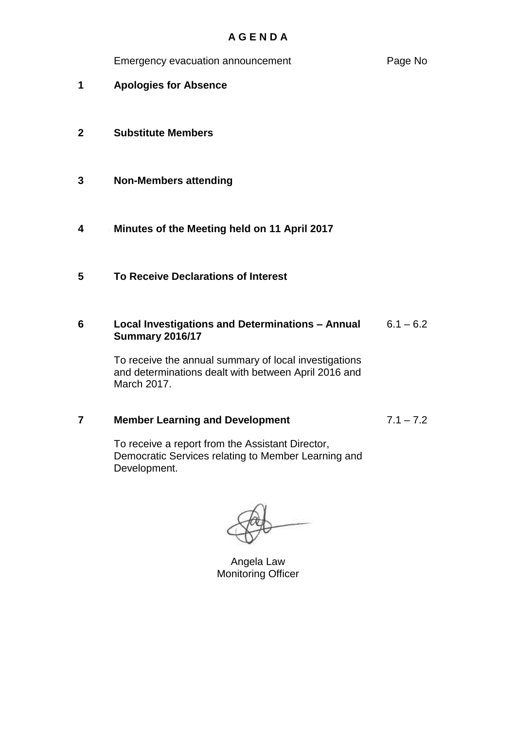# A G E N D A

| | | |
|---|---|---|
| | Emergency evacuation announcement | Page No |
| **1** | **Apologies for Absence** | |
| **2** | **Substitute Members** | |
| **3** | **Non-Members attending** | |
| **4** | **Minutes of the Meeting held on 11 April 2017** | |
| **5** | **To Receive Declarations of Interest** | |
| **6** | **Local Investigations and Determinations – Annual Summary 2016/17**<br><br>To receive the annual summary of local investigations and determinations dealt with between April 2016 and March 2017. | 6.1 – 6.2 |
| **7** | **Member Learning and Development**<br><br>To receive a report from the Assistant Director, Democratic Services relating to Member Learning and Development. | 7.1 – 7.2 |

Angela Law
Monitoring Officer